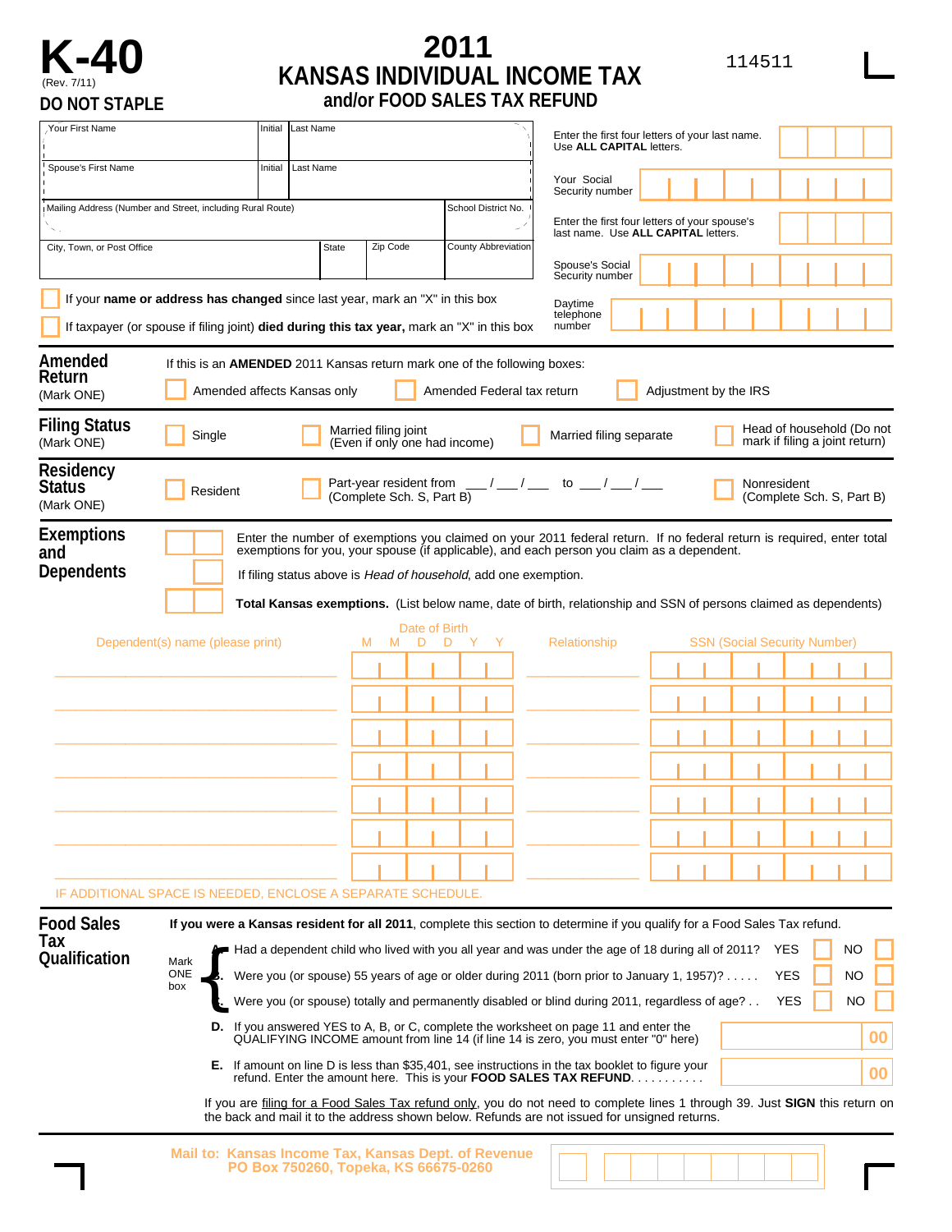# K-40

(Rev. 7/11)

**DO NOT STAPLE**

# 2011
## KANSAS INDIVIDUAL INCOME TAX
### and/or FOOD SALES TAX REFUND

114511

| Your First Name | Initial | Last Name |
|---|---|---|
| Spouse's First Name | Initial | Last Name |

| Mailing Address (Number and Street, including Rural Route) | | | School District No. |
|---|---|---|---|
| City, Town, or Post Office | State | Zip Code | County Abbreviation |

Enter the first four letters of your last name. Use **ALL CAPITAL** letters.

Your Social Security number

Enter the first four letters of your spouse's last name. Use **ALL CAPITAL** letters.

Spouse's Social Security number

Daytime telephone number

☐ If your **name or address has changed** since last year, mark an "X" in this box

☐ If taxpayer (or spouse if filing joint) **died during this tax year,** mark an "X" in this box

**Amended Return** (Mark ONE)

If this is an **AMENDED** 2011 Kansas return mark one of the following boxes:

☐ Amended affects Kansas only ☐ Amended Federal tax return ☐ Adjustment by the IRS

**Filing Status** (Mark ONE)

☐ Single ☐ Married filing joint (Even if only one had income) ☐ Married filing separate ☐ Head of household (Do not mark if filing a joint return)

**Residency Status** (Mark ONE)

☐ Resident ☐ Part-year resident from ___ / ___ / ___ to ___ / ___ / ___ (Complete Sch. S, Part B) ☐ Nonresident (Complete Sch. S, Part B)

**Exemptions and Dependents**

Enter the number of exemptions you claimed on your 2011 federal return. If no federal return is required, enter total exemptions for you, your spouse (if applicable), and each person you claim as a dependent.

If filing status above is *Head of household*, add one exemption.

**Total Kansas exemptions.** (List below name, date of birth, relationship and SSN of persons claimed as dependents)

| Dependent(s) name (please print) | Date of Birth (M M D D Y Y) | Relationship | SSN (Social Security Number) |
|---|---|---|---|
| | | | |
| | | | |
| | | | |
| | | | |
| | | | |
| | | | |
| | | | |

IF ADDITIONAL SPACE IS NEEDED, ENCLOSE A SEPARATE SCHEDULE.

**Food Sales Tax Qualification**

**If you were a Kansas resident for all 2011**, complete this section to determine if you qualify for a Food Sales Tax refund.

Mark ONE box

A. Had a dependent child who lived with you all year and was under the age of 18 during all of 2011? YES ☐ NO ☐

B. Were you (or spouse) 55 years of age or older during 2011 (born prior to January 1, 1957)? . . . . . YES ☐ NO ☐

C. Were you (or spouse) totally and permanently disabled or blind during 2011, regardless of age? . . YES ☐ NO ☐

**D.** If you answered YES to A, B, or C, complete the worksheet on page 11 and enter the QUALIFYING INCOME amount from line 14 (if line 14 is zero, you must enter "0" here) ______ 00

**E.** If amount on line D is less than $35,401, see instructions in the tax booklet to figure your refund. Enter the amount here. This is your **FOOD SALES TAX REFUND**. . . . . . . . . . . ______ 00

If you are filing for a Food Sales Tax refund only, you do not need to complete lines 1 through 39. Just **SIGN** this return on the back and mail it to the address shown below. Refunds are not issued for unsigned returns.

Mail to: Kansas Income Tax, Kansas Dept. of Revenue
PO Box 750260, Topeka, KS 66675-0260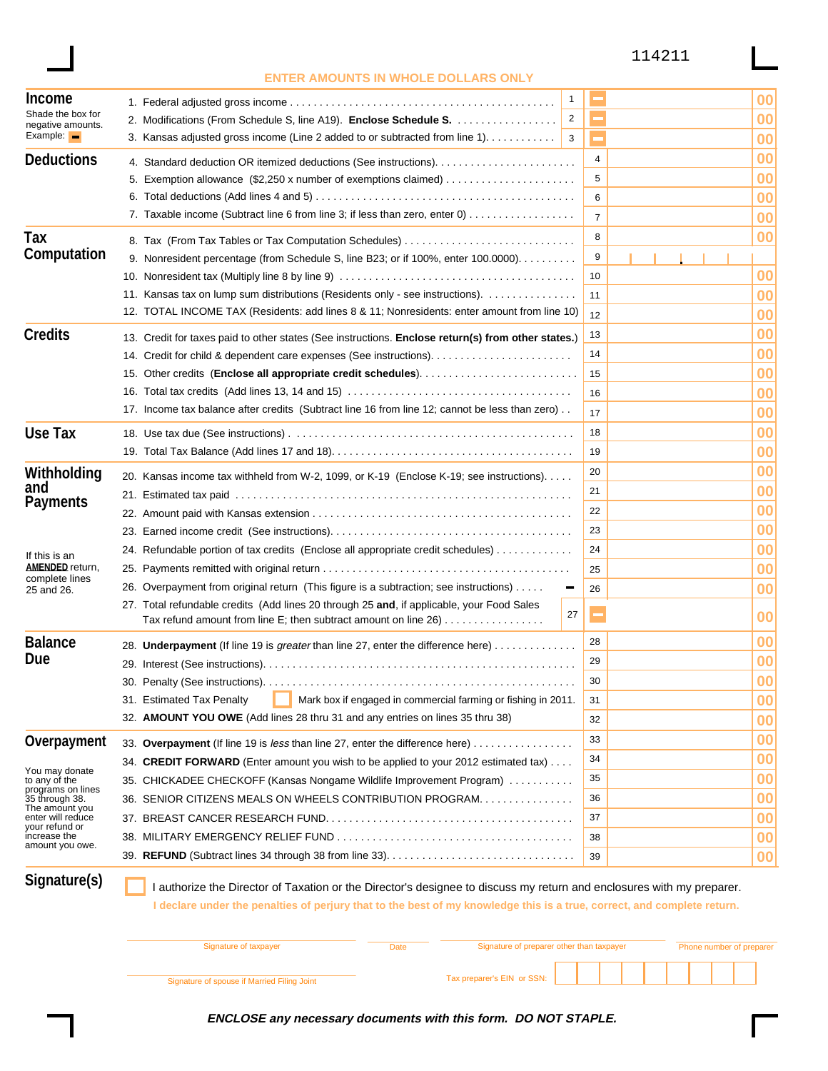114211

ENTER AMOUNTS IN WHOLE DOLLARS ONLY

## Income

Shade the box for negative amounts. Example: ▬

| | | |
|---|---|---|
| 1. Federal adjusted gross income | 1 | 00 |
| 2. Modifications (From Schedule S, line A19). **Enclose Schedule S.** | 2 | 00 |
| 3. Kansas adjusted gross income (Line 2 added to or subtracted from line 1) | 3 | 00 |

## Deductions

| | | |
|---|---|---|
| 4. Standard deduction OR itemized deductions (See instructions) | 4 | 00 |
| 5. Exemption allowance ($2,250 x number of exemptions claimed) | 5 | 00 |
| 6. Total deductions (Add lines 4 and 5) | 6 | 00 |
| 7. Taxable income (Subtract line 6 from line 3; if less than zero, enter 0) | 7 | 00 |

## Tax Computation

| | | |
|---|---|---|
| 8. Tax (From Tax Tables or Tax Computation Schedules) | 8 | 00 |
| 9. Nonresident percentage (from Schedule S, line B23; or if 100%, enter 100.0000) | 9 | |
| 10. Nonresident tax (Multiply line 8 by line 9) | 10 | 00 |
| 11. Kansas tax on lump sum distributions (Residents only - see instructions) | 11 | 00 |
| 12. TOTAL INCOME TAX (Residents: add lines 8 & 11; Nonresidents: enter amount from line 10) | 12 | 00 |

## Credits

| | | |
|---|---|---|
| 13. Credit for taxes paid to other states (See instructions. **Enclose return(s) from other states.**) | 13 | 00 |
| 14. Credit for child & dependent care expenses (See instructions) | 14 | 00 |
| 15. Other credits (**Enclose all appropriate credit schedules**) | 15 | 00 |
| 16. Total tax credits (Add lines 13, 14 and 15) | 16 | 00 |
| 17. Income tax balance after credits (Subtract line 16 from line 12; cannot be less than zero) | 17 | 00 |

## Use Tax

| | | |
|---|---|---|
| 18. Use tax due (See instructions) | 18 | 00 |
| 19. Total Tax Balance (Add lines 17 and 18) | 19 | 00 |

## Withholding and Payments

If this is an **AMENDED** return, complete lines 25 and 26.

| | | |
|---|---|---|
| 20. Kansas income tax withheld from W-2, 1099, or K-19 (Enclose K-19; see instructions) | 20 | 00 |
| 21. Estimated tax paid | 21 | 00 |
| 22. Amount paid with Kansas extension | 22 | 00 |
| 23. Earned income credit (See instructions) | 23 | 00 |
| 24. Refundable portion of tax credits (Enclose all appropriate credit schedules) | 24 | 00 |
| 25. Payments remitted with original return | 25 | 00 |
| 26. Overpayment from original return (This figure is a subtraction; see instructions) ▬ | 26 | 00 |
| 27. Total refundable credits (Add lines 20 through 25 **and**, if applicable, your Food Sales Tax refund amount from line E; then subtract amount on line 26) | 27 | 00 |

## Balance Due

| | | |
|---|---|---|
| 28. **Underpayment** (If line 19 is *greater* than line 27, enter the difference here) | 28 | 00 |
| 29. Interest (See instructions) | 29 | 00 |
| 30. Penalty (See instructions) | 30 | 00 |
| 31. Estimated Tax Penalty ☐ Mark box if engaged in commercial farming or fishing in 2011. | 31 | 00 |
| 32. **AMOUNT YOU OWE** (Add lines 28 thru 31 and any entries on lines 35 thru 38) | 32 | 00 |

## Overpayment

You may donate to any of the programs on lines 35 through 38. The amount you enter will reduce your refund or increase the amount you owe.

| | | |
|---|---|---|
| 33. **Overpayment** (If line 19 is *less* than line 27, enter the difference here) | 33 | 00 |
| 34. **CREDIT FORWARD** (Enter amount you wish to be applied to your 2012 estimated tax) | 34 | 00 |
| 35. CHICKADEE CHECKOFF (Kansas Nongame Wildlife Improvement Program) | 35 | 00 |
| 36. SENIOR CITIZENS MEALS ON WHEELS CONTRIBUTION PROGRAM | 36 | 00 |
| 37. BREAST CANCER RESEARCH FUND | 37 | 00 |
| 38. MILITARY EMERGENCY RELIEF FUND | 38 | 00 |
| 39. **REFUND** (Subtract lines 34 through 38 from line 33) | 39 | 00 |

## Signature(s)

☐ I authorize the Director of Taxation or the Director's designee to discuss my return and enclosures with my preparer.

**I declare under the penalties of perjury that to the best of my knowledge this is a true, correct, and complete return.**

Signature of taxpayer | Date | Signature of preparer other than taxpayer | Phone number of preparer

Signature of spouse if Married Filing Joint | Tax preparer's EIN or SSN:

***ENCLOSE any necessary documents with this form. DO NOT STAPLE.***